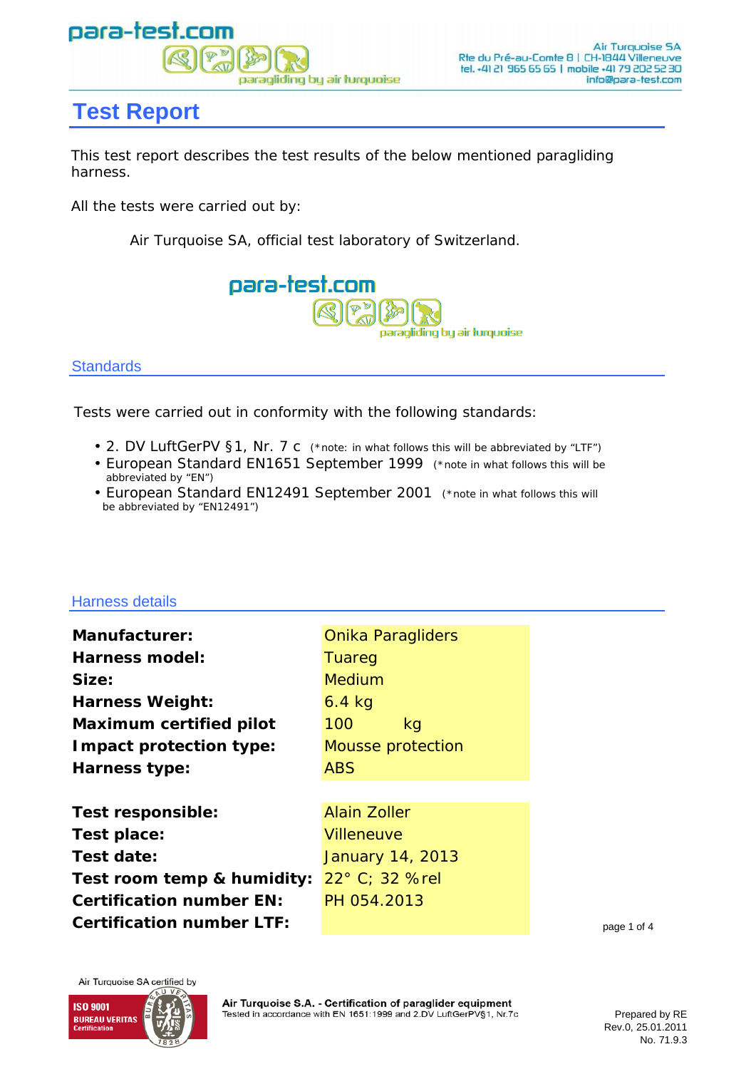# Test Report

This test report describes the test results of the below mentioned paragliding harness.

All the tests were carried out by:

Air Turquoise SA, official test laboratory of Switzerland.

## Standards

Tests were carried out in conformity with the following standards:

- 2. DV LuftGerPV §1, Nr. 7 c (*note: in what follows this will be abbreviated by "LTF")
- European Standard EN1651 September 1999 (*note in what follows this will be abbreviated by "EN")
- European Standard EN12491 September 2001 (*note in what follows this will be abbreviated by "EN12491")

## Harness details

| | |
|---|---|
| **Manufacturer:** | Onika Paragliders |
| **Harness model:** | Tuareg |
| **Size:** | Medium |
| **Harness Weight:** | 6.4 kg |
| **Maximum certified pilot** | 100 kg |
| **Impact protection type:** | Mousse protection |
| **Harness type:** | ABS |

| | |
|---|---|
| **Test responsible:** | Alain Zoller |
| **Test place:** | Villeneuve |
| **Test date:** | January 14, 2013 |
| **Test room temp & humidity:** | 22° C; 32 %rel |
| **Certification number EN:** | PH 054.2013 |
| **Certification number LTF:** | |

Air Turquoise SA certified by ISO 9001 Bureau Veritas Certification

Air Turquoise S.A. - Certification of paraglider equipment
Tested in accordance with EN 1651:1999 and 2.DV LuftGerPV§1, Nr.7c

Prepared by RE
Rev.0, 25.01.2011
No. 71.9.3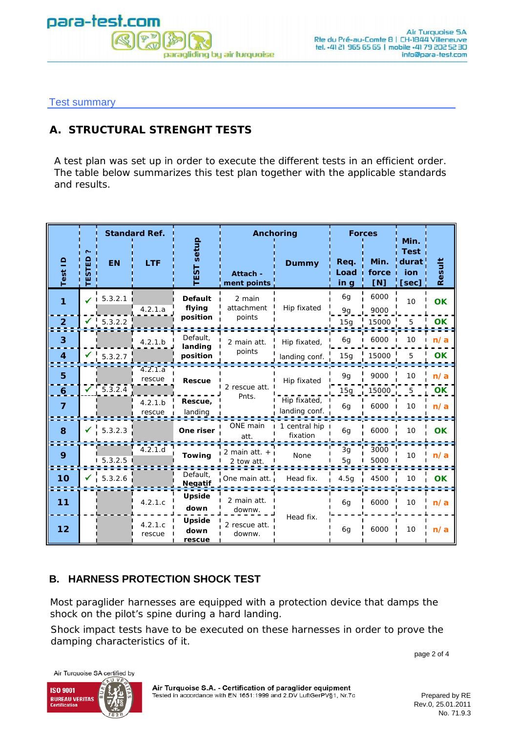## Test summary

## A. STRUCTURAL STRENGHT TESTS

A test plan was set up in order to execute the different tests in an efficient order. The table below summarizes this test plan together with the applicable standards and results.

| Test ID | TESTED ? | Standard Ref. | | TEST setup | Anchoring | | Forces | | Min. Test duration [sec] | Result |
|---|---|---|---|---|---|---|---|---|---|---|
| | | EN | LTF | | Attach - ment points | Dummy | Req. Load in g | Min. force [N] | | |
| 1 | ✓ | 5.3.2.1 | 4.2.1.a | Default flying position | 2 main attachment points | Hip fixated | 6g | 6000 | 10 | OK |
| | | | 4.2.1.a | Default flying position | 2 main attachment points | Hip fixated | 9g | 9000 | 10 | |
| 2 | ✓ | 5.3.2.2 | | Default flying position | 2 main attachment points | Hip fixated | 15g | 15000 | 5 | OK |
| 3 | | | 4.2.1.b | Default, landing position | 2 main att. points | Hip fixated, landing conf. | 6g | 6000 | 10 | n/a |
| 4 | ✓ | 5.3.2.7 | | Default, landing position | 2 main att. points | Hip fixated, landing conf. | 15g | 15000 | 5 | OK |
| 5 | | | 4.2.1.a rescue | Rescue | 2 rescue att. Pnts. | Hip fixated | 9g | 9000 | 10 | n/a |
| 6 | ✓ | 5.3.2.4 | | Rescue | 2 rescue att. Pnts. | Hip fixated | 15g | 15000 | 5 | OK |
| 7 | | | 4.2.1.b rescue | Rescue, landing | 2 rescue att. Pnts. | Hip fixated, landing conf. | 6g | 6000 | 10 | n/a |
| 8 | ✓ | 5.3.2.3 | | One riser | ONE main att. | 1 central hip fixation | 6g | 6000 | 10 | OK |
| 9 | | | 4.2.1.d | Towing | 2 main att. + 2 tow att. | None | 3g | 3000 | 10 | n/a |
| | | 5.3.2.5 | | Towing | 2 main att. + 2 tow att. | None | 5g | 5000 | | |
| 10 | ✓ | 5.3.2.6 | | Default, Negatif | One main att. | Head fix. | 4.5g | 4500 | 10 | OK |
| 11 | | | 4.2.1.c | Upside down | 2 main att. downw. | Head fix. | 6g | 6000 | 10 | n/a |
| 12 | | | 4.2.1.c rescue | Upside down rescue | 2 rescue att. downw. | Head fix. | 6g | 6000 | 10 | n/a |

## B. HARNESS PROTECTION SHOCK TEST

Most paraglider harnesses are equipped with a protection device that damps the shock on the pilot's spine during a hard landing.

Shock impact tests have to be executed on these harnesses in order to prove the damping characteristics of it.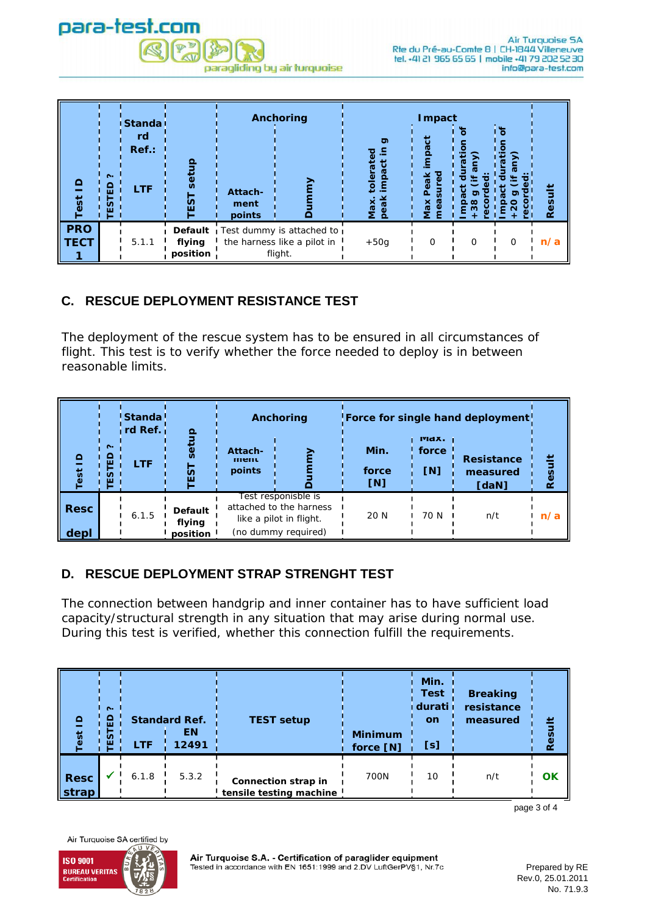| Test ID | TESTED ? | Standard Ref.: | TEST setup | Anchoring | | Impact | | | | Result |
|---|---|---|---|---|---|---|---|---|---|---|
| | | LTF | | Attach-ment points | Dummy | Max. tolerated peak impact in g | Max Peak impact measured | Impact duration of +38 g (if any) recorded: | Impact duration of +20 g (if any) recorded: | |
| PRO TECT 1 | | 5.1.1 | Default flying position | Test dummy is attached to the harness like a pilot in flight. | | +50g | 0 | 0 | 0 | n/a |

## C. RESCUE DEPLOYMENT RESISTANCE TEST

The deployment of the rescue system has to be ensured in all circumstances of flight. This test is to verify whether the force needed to deploy is in between reasonable limits.

| Test ID | TESTED ? | Standard Ref. | TEST setup | Anchoring | | Force for single hand deployment | | | Result |
|---|---|---|---|---|---|---|---|---|---|
| | | LTF | | Attach-ment points | Dummy | Min. force [N] | Max. force [N] | Resistance measured [daN] | |
| Resc depl | | 6.1.5 | Default flying position | Test responisble is attached to the harness like a pilot in flight. (no dummy required) | | 20 N | 70 N | n/t | n/a |

## D. RESCUE DEPLOYMENT STRAP STRENGHT TEST

The connection between handgrip and inner container has to have sufficient load capacity/structural strength in any situation that may arise during normal use. During this test is verified, whether this connection fulfill the requirements.

| Test ID | TESTED ? | Standard Ref. | | TEST setup | Minimum force [N] | Min. Test duration [s] | Breaking resistance measured | Result |
|---|---|---|---|---|---|---|---|---|
| | | LTF | EN 12491 | | | | | |
| Resc strap | ✓ | 6.1.8 | 5.3.2 | Connection strap in tensile testing machine | 700N | 10 | n/t | OK |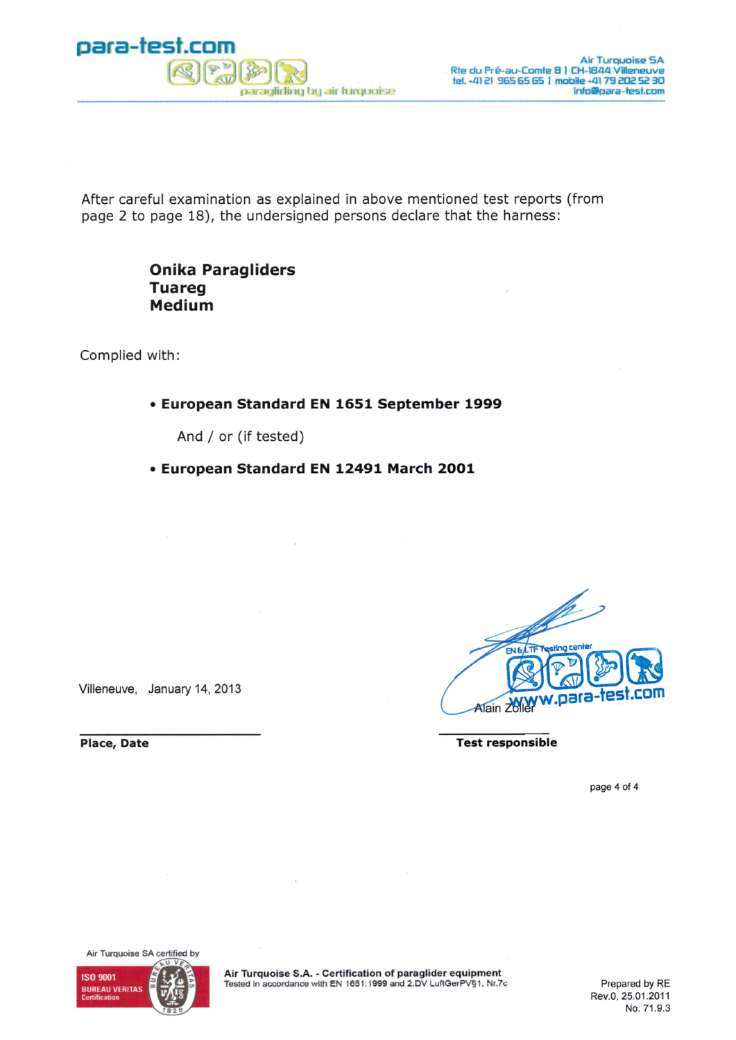After careful examination as explained in above mentioned test reports (from page 2 to page 18), the undersigned persons declare that the harness:

**Onika Paragliders**
**Tuareg**
**Medium**

Complied with:

- **European Standard EN 1651 September 1999**

  And / or (if tested)

- **European Standard EN 12491 March 2001**

Villeneuve, January 14, 2013

**Place, Date**

Alain Zoller

**Test responsible**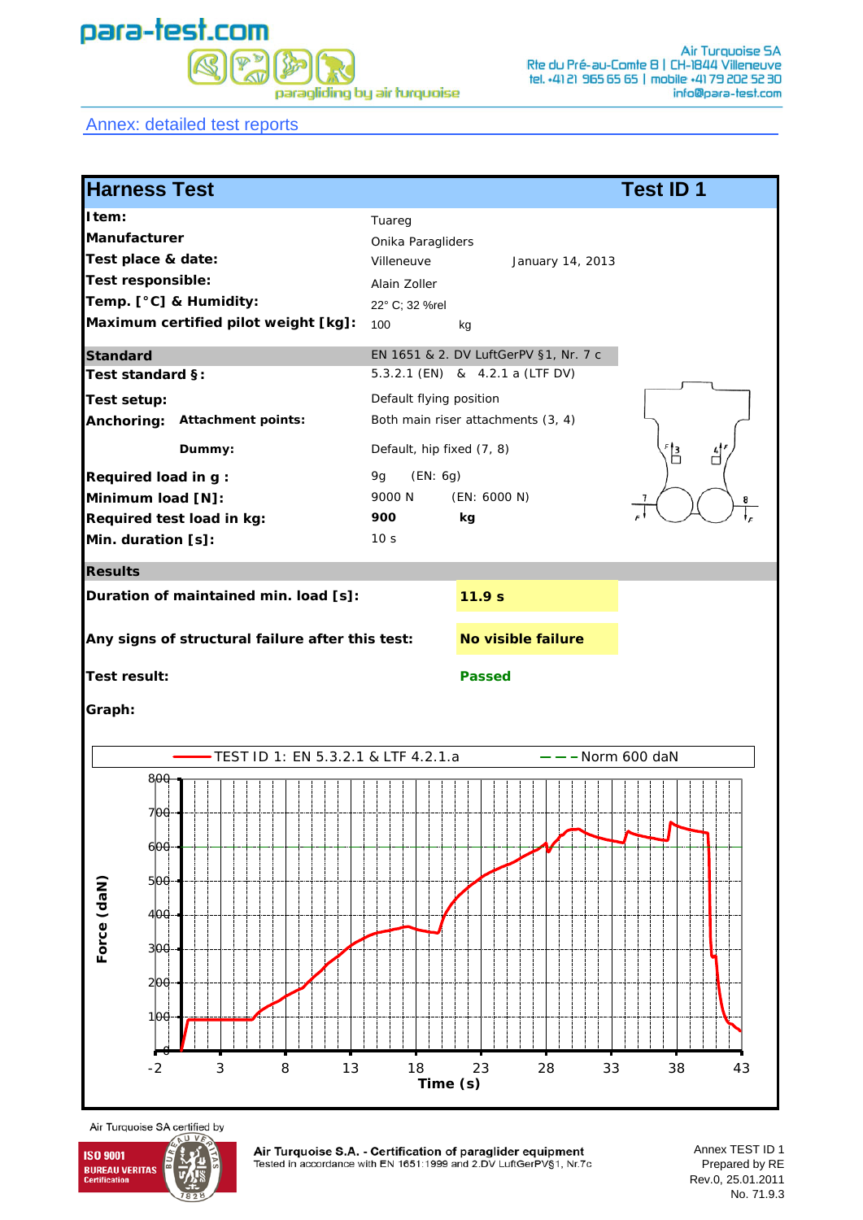## Annex: detailed test reports

| **Harness Test** | | **Test ID 1** |
|---|---|---|
| **Item:** | Tuareg | |
| **Manufacturer** | Onika Paragliders | |
| **Test place & date:** | Villeneuve | January 14, 2013 |
| **Test responsible:** | Alain Zoller | |
| **Temp. [°C] & Humidity:** | 22° C; 32 %rel | |
| **Maximum certified pilot weight [kg]:** | 100 | kg |
| **Standard** | EN 1651 & 2. DV LuftGerPV §1, Nr. 7 c | |
| **Test standard §:** | 5.3.2.1 (EN) & 4.2.1 a (LTF DV) | |
| **Test setup:** | Default flying position | |
| **Anchoring:** **Attachment points:** | Both main riser attachments (3, 4) | |
| **Dummy:** | Default, hip fixed (7, 8) | |
| **Required load in g :** | 9g (EN: 6g) | |
| **Minimum load [N]:** | 9000 N (EN: 6000 N) | |
| **Required test load in kg:** | **900** | **kg** |
| **Min. duration [s]:** | 10 s | |
| **Results** | | |
| **Duration of maintained min. load [s]:** | **11.9 s** | |
| **Any signs of structural failure after this test:** | **No visible failure** | |
| **Test result:** | **Passed** | |

**Graph:**

TEST ID 1: EN 5.3.2.1 & LTF 4.2.1.a — Norm 600 daN

Force (daN) vs. Time (s)

Air Turquoise SA certified by ISO 9001 BUREAU VERITAS Certification

**Air Turquoise S.A. - Certification of paraglider equipment**
Tested in accordance with EN 1651:1999 and 2.DV LuftGerPV§1, Nr.7c

Annex TEST ID 1
Prepared by RE
Rev.0, 25.01.2011
No. 71.9.3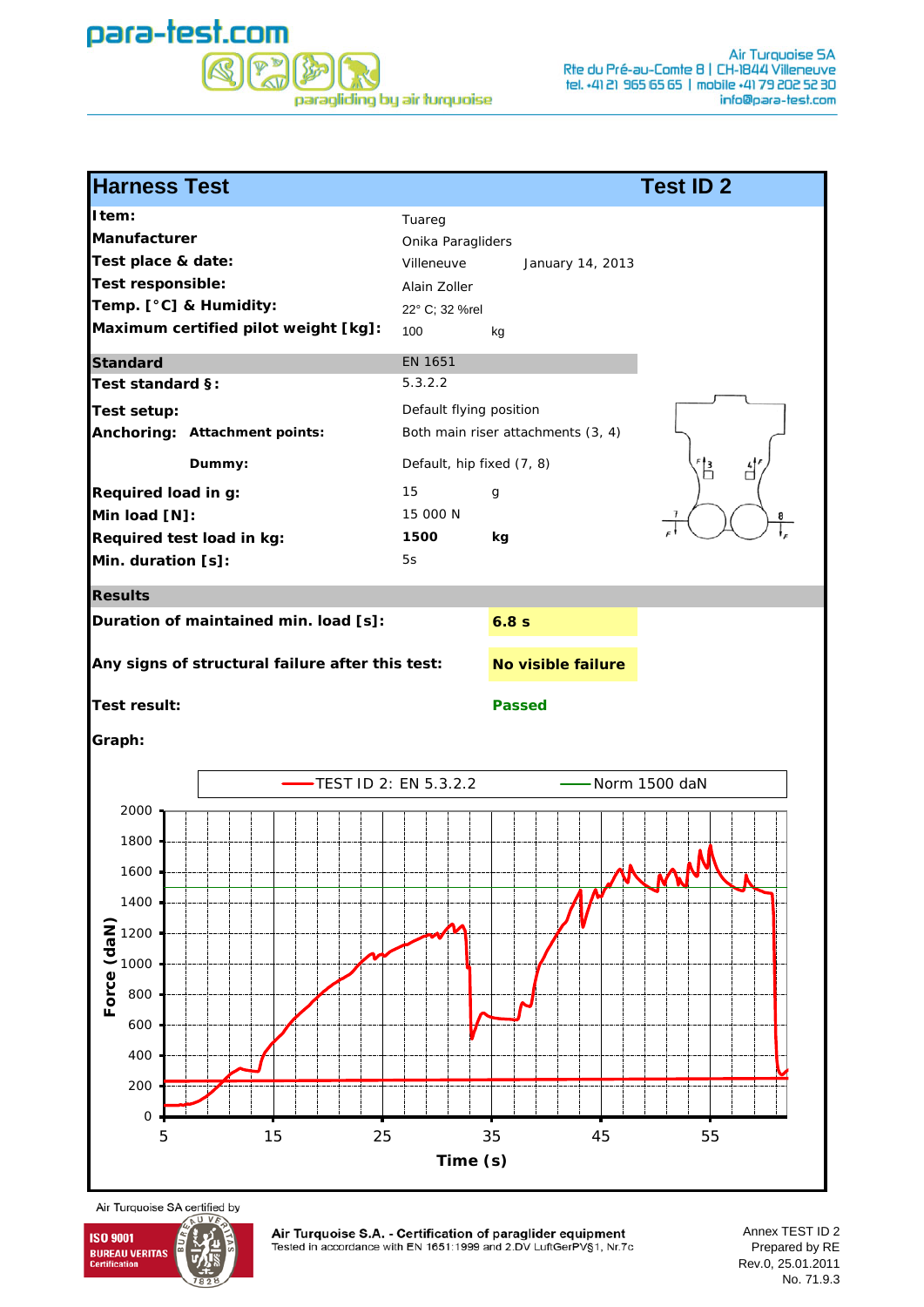## Harness Test — Test ID 2

| | | |
|---|---|---|
| **Item:** | Tuareg | |
| **Manufacturer** | Onika Paragliders | |
| **Test place & date:** | Villeneuve | January 14, 2013 |
| **Test responsible:** | Alain Zoller | |
| **Temp. [°C] & Humidity:** | 22° C; 32 %rel | |
| **Maximum certified pilot weight [kg]:** | 100 | kg |

| | | |
|---|---|---|
| **Standard** | EN 1651 | |
| **Test standard §:** | 5.3.2.2 | |
| **Test setup:** | Default flying position | |
| **Anchoring: Attachment points:** | Both main riser attachments (3, 4) | |
| **Dummy:** | Default, hip fixed (7, 8) | |
| **Required load in g:** | 15 | g |
| **Min load [N]:** | 15 000 N | |
| **Required test load in kg:** | **1500** | **kg** |
| **Min. duration [s]:** | 5s | |

### Results

| | |
|---|---|
| **Duration of maintained min. load [s]:** | **6.8 s** |
| **Any signs of structural failure after this test:** | **No visible failure** |
| **Test result:** | **Passed** |

**Graph:**

TEST ID 2: EN 5.3.2.2 — Norm 1500 daN

Force (daN) vs. Time (s)

Air Turquoise SA certified by ISO 9001 Bureau Veritas Certification

**Air Turquoise S.A. - Certification of paraglider equipment**
Tested in accordance with EN 1651:1999 and 2.DV LuftGerPV§1, Nr.7c

Annex TEST ID 2
Prepared by RE
Rev.0, 25.01.2011
No. 71.9.3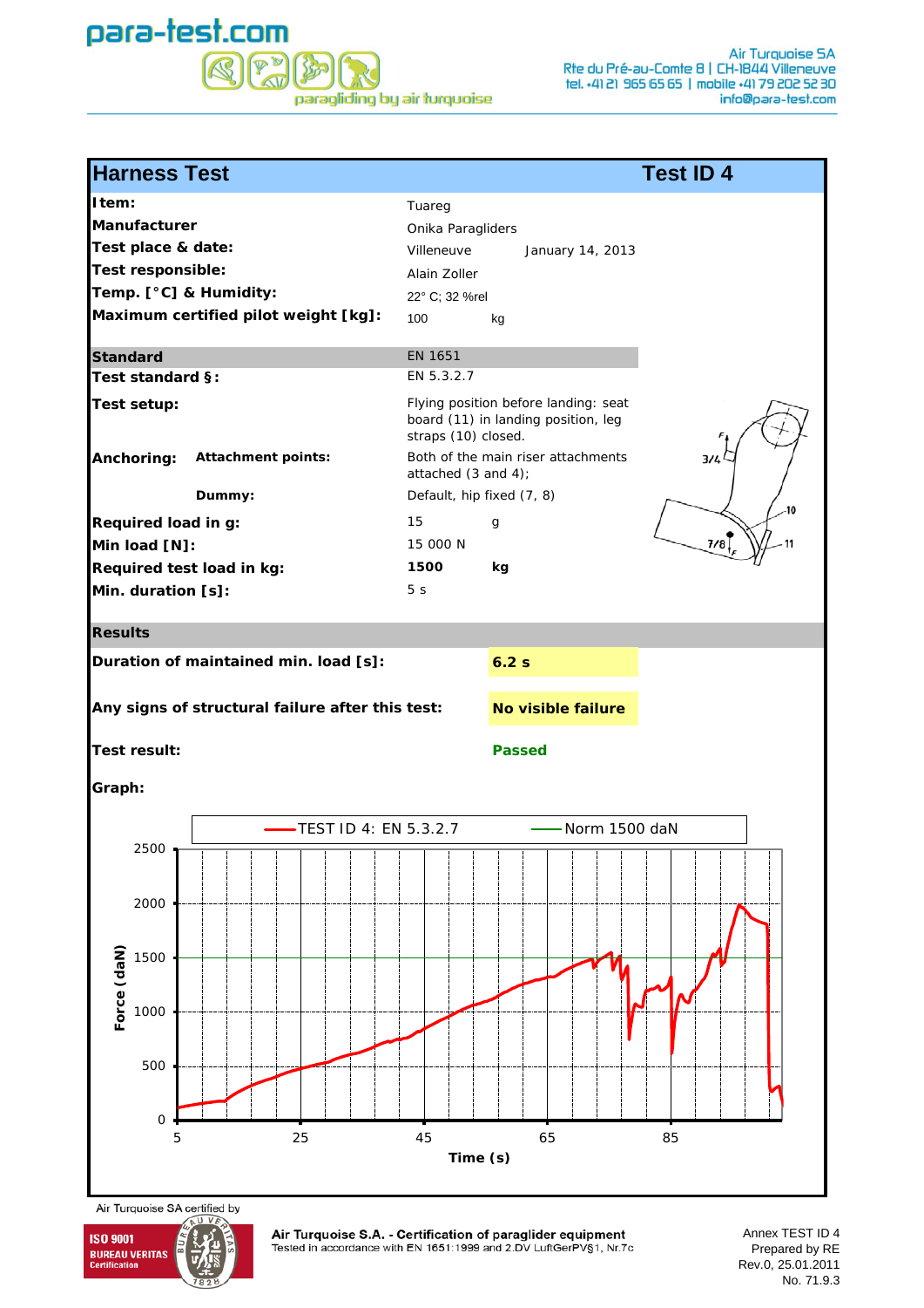## Harness Test — Test ID 4

| | |
|---|---|
| **Item:** | Tuareg |
| **Manufacturer** | Onika Paragliders |
| **Test place & date:** | Villeneuve — January 14, 2013 |
| **Test responsible:** | Alain Zoller |
| **Temp. [°C] & Humidity:** | 22° C; 32 %rel |
| **Maximum certified pilot weight [kg]:** | 100 kg |

| | |
|---|---|
| **Standard** | EN 1651 |
| **Test standard §:** | EN 5.3.2.7 |
| **Test setup:** | Flying position before landing: seat board (11) in landing position, leg straps (10) closed. |
| **Anchoring: Attachment points:** | Both of the main riser attachments attached (3 and 4); |
| **Dummy:** | Default, hip fixed (7, 8) |
| **Required load in g:** | 15 g |
| **Min load [N]:** | 15 000 N |
| **Required test load in kg:** | **1500 kg** |
| **Min. duration [s]:** | 5 s |

### Results

| | |
|---|---|
| **Duration of maintained min. load [s]:** | **6.2 s** |
| **Any signs of structural failure after this test:** | **No visible failure** |
| **Test result:** | **Passed** |

**Graph:**

Legend: TEST ID 4: EN 5.3.2.7 — Norm 1500 daN

Force (daN) vs. Time (s)

Air Turquoise SA certified by ISO 9001 Bureau Veritas Certification

**Air Turquoise S.A. - Certification of paraglider equipment**
Tested in accordance with EN 1651:1999 and 2.DV LuftGerPV§1, Nr.7c

Annex TEST ID 4
Prepared by RE
Rev.0, 25.01.2011
No. 71.9.3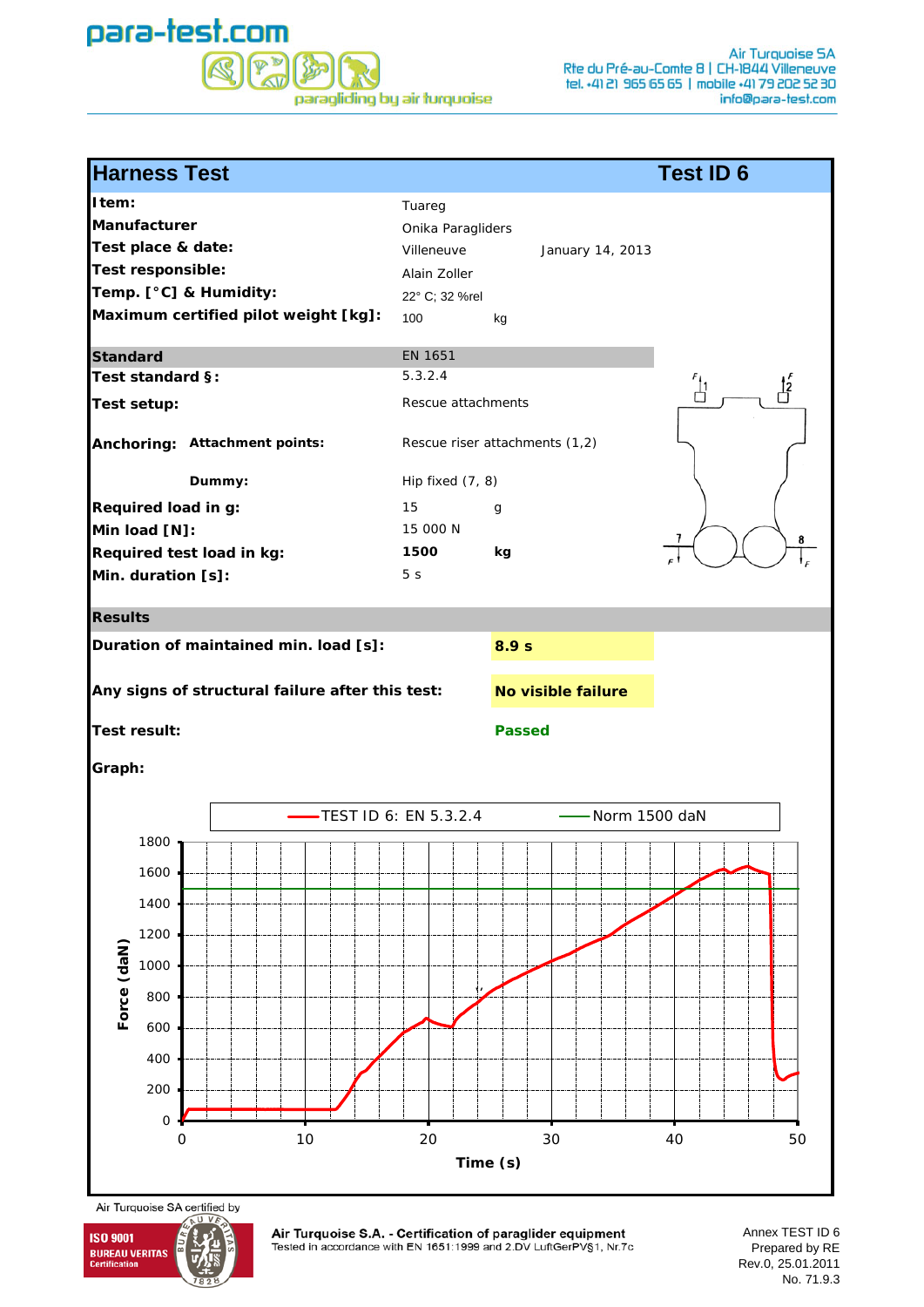## Harness Test — Test ID 6

| | | |
|---|---|---|
| **Item:** | Tuareg | |
| **Manufacturer** | Onika Paragliders | |
| **Test place & date:** | Villeneuve | January 14, 2013 |
| **Test responsible:** | Alain Zoller | |
| **Temp. [°C] & Humidity:** | 22° C; 32 %rel | |
| **Maximum certified pilot weight [kg]:** | 100 | kg |

| | | |
|---|---|---|
| **Standard** | EN 1651 | |
| **Test standard §:** | 5.3.2.4 | |
| **Test setup:** | Rescue attachments | |
| **Anchoring: Attachment points:** | Rescue riser attachments (1,2) | |
| **Dummy:** | Hip fixed (7, 8) | |
| **Required load in g:** | 15 | g |
| **Min load [N]:** | 15 000 N | |
| **Required test load in kg:** | **1500** | **kg** |
| **Min. duration [s]:** | 5 s | |

### Results

| | |
|---|---|
| **Duration of maintained min. load [s]:** | **8.9 s** |
| **Any signs of structural failure after this test:** | **No visible failure** |
| **Test result:** | **Passed** |

**Graph:**

TEST ID 6: EN 5.3.2.4 — Norm 1500 daN

Force (daN) vs. Time (s)

**Air Turquoise S.A. - Certification of paraglider equipment**
Tested in accordance with EN 1651:1999 and 2.DV LuftGerPV§1, Nr.7c

Air Turquoise SA certified by ISO 9001 Bureau Veritas Certification

Annex TEST ID 6
Prepared by RE
Rev.0, 25.01.2011
No. 71.9.3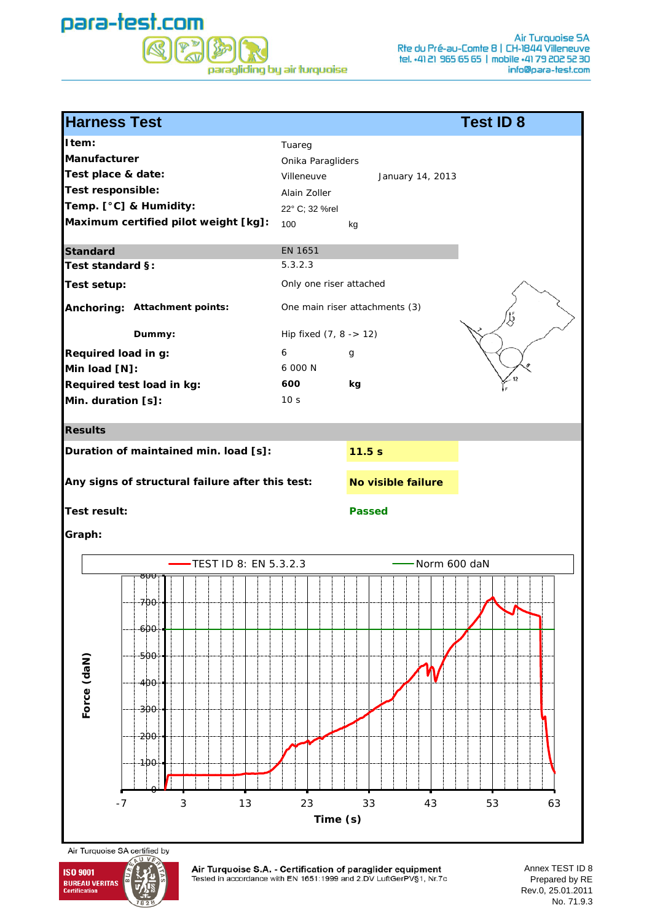para-test.com

paragliding by air turquoise

Air Turquoise SA
Rte du Pré-au-Comte 8 | CH-1844 Villeneuve
tel. +41 21 965 65 65 | mobile +41 79 202 52 30
info@para-test.com

## Harness Test — Test ID 8

| | | |
|---|---|---|
| **Item:** | Tuareg | |
| **Manufacturer** | Onika Paragliders | |
| **Test place & date:** | Villeneuve | January 14, 2013 |
| **Test responsible:** | Alain Zoller | |
| **Temp. [°C] & Humidity:** | 22° C; 32 %rel | |
| **Maximum certified pilot weight [kg]:** | 100 | kg |

| | | |
|---|---|---|
| **Standard** | EN 1651 | |
| **Test standard §:** | 5.3.2.3 | |
| **Test setup:** | Only one riser attached | |
| **Anchoring: Attachment points:** | One main riser attachments (3) | |
| **Dummy:** | Hip fixed (7, 8 -> 12) | |
| **Required load in g:** | 6 | g |
| **Min load [N]:** | 6 000 N | |
| **Required test load in kg:** | **600** | **kg** |
| **Min. duration [s]:** | 10 s | |

### Results

| | |
|---|---|
| **Duration of maintained min. load [s]:** | **11.5 s** |
| **Any signs of structural failure after this test:** | **No visible failure** |
| **Test result:** | **Passed** |

**Graph:**

Legend: TEST ID 8: EN 5.3.2.3 — Norm 600 daN

Force (daN) vs. Time (s)

Air Turquoise SA certified by ISO 9001 BUREAU VERITAS Certification

**Air Turquoise S.A. - Certification of paraglider equipment**
Tested in accordance with EN 1651:1999 and 2.DV LuftGerPV§1, Nr.7c

Annex TEST ID 8
Prepared by RE
Rev.0, 25.01.2011
No. 71.9.3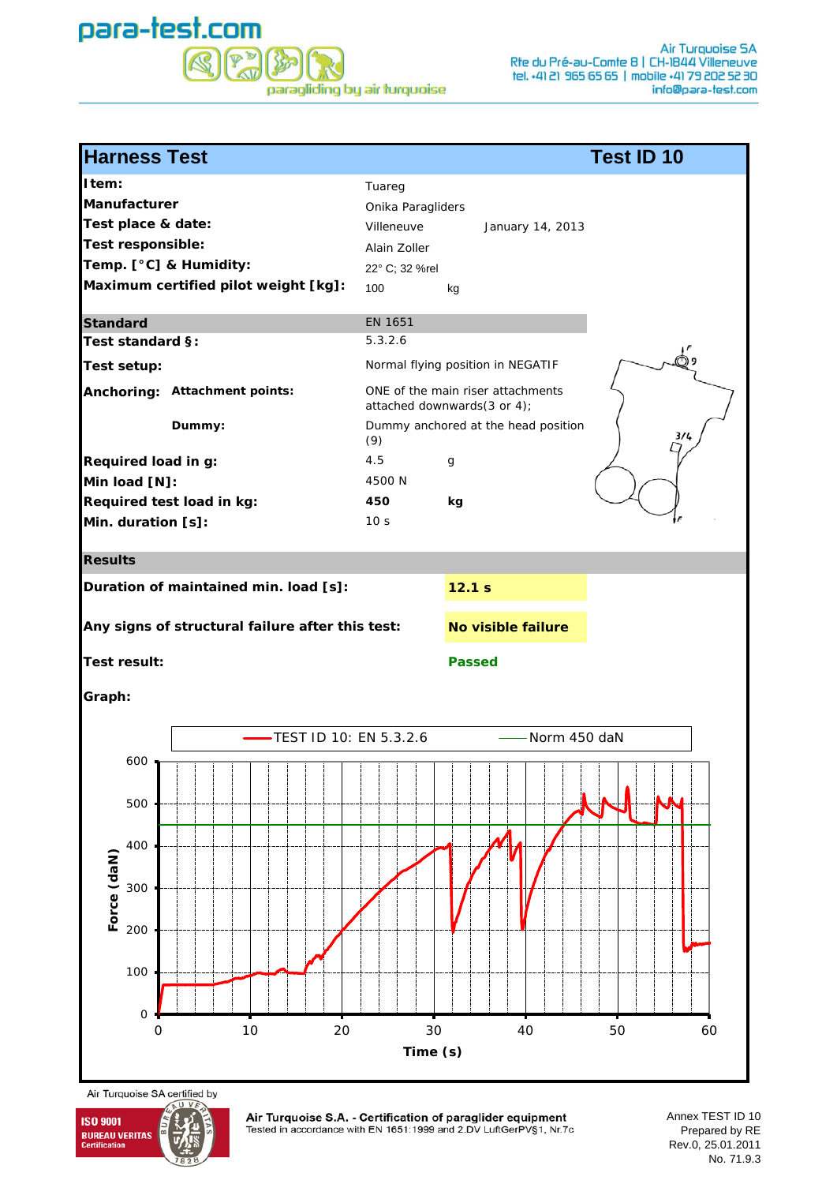para-test.com

paragliding by air turquoise

Air Turquoise SA
Rte du Pré-au-Comte 8 | CH-1844 Villeneuve
tel. +41 21 965 65 65 | mobile +41 79 202 52 30
info@para-test.com

## Harness Test — Test ID 10

| | | |
|---|---|---|
| **Item:** | Tuareg | |
| **Manufacturer** | Onika Paragliders | |
| **Test place & date:** | Villeneuve | January 14, 2013 |
| **Test responsible:** | Alain Zoller | |
| **Temp. [°C] & Humidity:** | 22° C; 32 %rel | |
| **Maximum certified pilot weight [kg]:** | 100 | kg |

| | | |
|---|---|---|
| **Standard** | EN 1651 | |
| **Test standard §:** | 5.3.2.6 | |
| **Test setup:** | Normal flying position in NEGATIF | |
| **Anchoring: Attachment points:** | ONE of the main riser attachments attached downwards(3 or 4); | |
| **Dummy:** | Dummy anchored at the head position (9) | |
| **Required load in g:** | 4.5 | g |
| **Min load [N]:** | 4500 N | |
| **Required test load in kg:** | **450** | **kg** |
| **Min. duration [s]:** | 10 s | |

### Results

| | |
|---|---|
| **Duration of maintained min. load [s]:** | **12.1 s** |
| **Any signs of structural failure after this test:** | **No visible failure** |
| **Test result:** | **Passed** |

**Graph:**

Legend: TEST ID 10: EN 5.3.2.6 — Norm 450 daN

Y-axis: Force (daN), 0–600. X-axis: Time (s), 0–60.

Air Turquoise SA certified by ISO 9001 BUREAU VERITAS Certification

**Air Turquoise S.A. - Certification of paraglider equipment**
Tested in accordance with EN 1651:1999 and 2.DV LuftGerPV§1, Nr.7c

Annex TEST ID 10
Prepared by RE
Rev.0, 25.01.2011
No. 71.9.3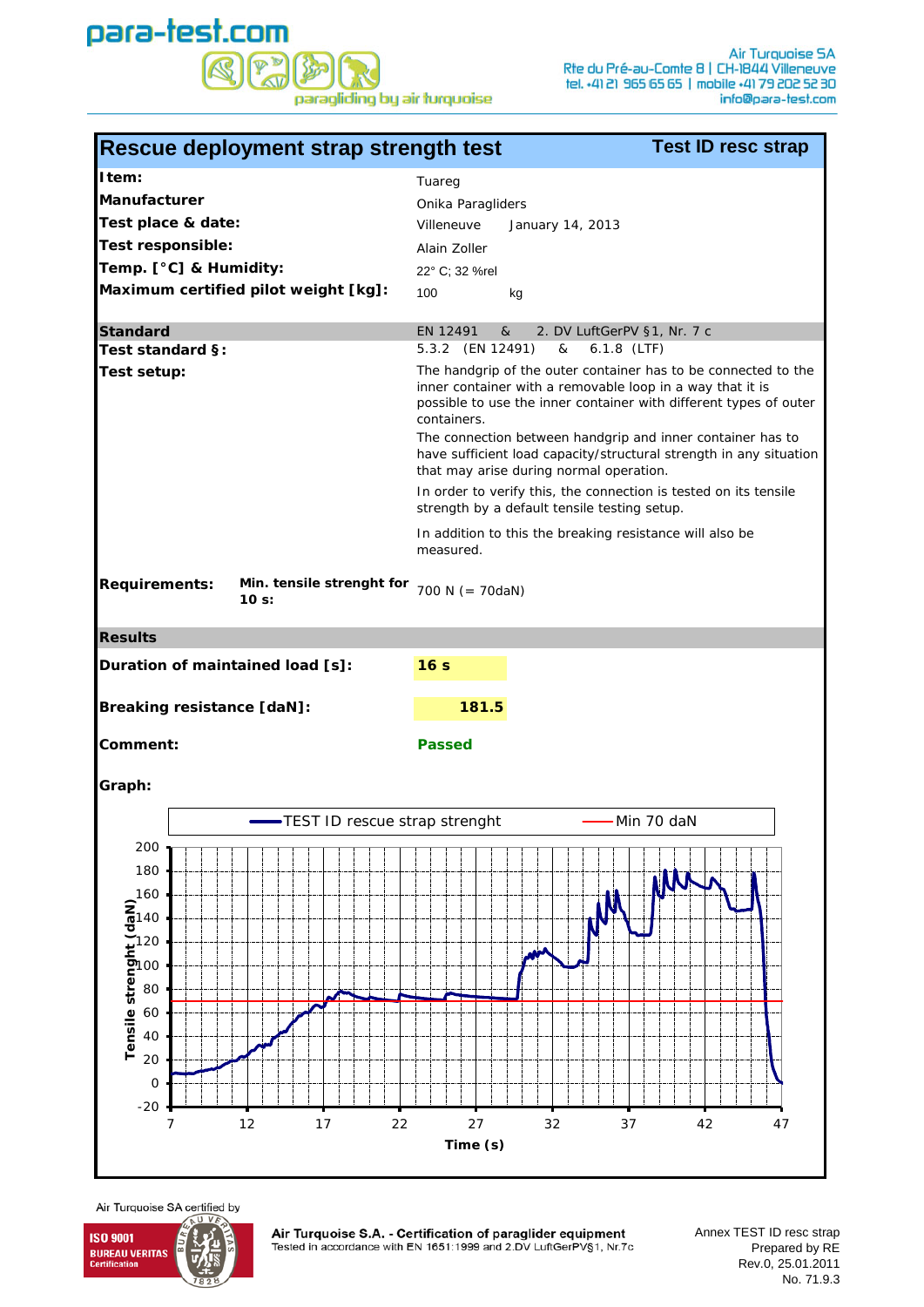para-test.com

paragliding by air turquoise

Air Turquoise SA
Rte du Pré-au-Comte 8 | CH-1844 Villeneuve
tel. +41 21 965 65 65 | mobile +41 79 202 52 30
info@para-test.com

## Rescue deployment strap strength test

**Test ID resc strap**

| | |
|---|---|
| **Item:** | Tuareg |
| **Manufacturer** | Onika Paragliders |
| **Test place & date:** | Villeneuve January 14, 2013 |
| **Test responsible:** | Alain Zoller |
| **Temp. [°C] & Humidity:** | 22° C; 32 %rel |
| **Maximum certified pilot weight [kg]:** | 100 kg |

| | |
|---|---|
| **Standard** | EN 12491 & 2. DV LuftGerPV §1, Nr. 7 c |
| **Test standard §:** | 5.3.2 (EN 12491) & 6.1.8 (LTF) |

**Test setup:**

The handgrip of the outer container has to be connected to the inner container with a removable loop in a way that it is possible to use the inner container with different types of outer containers.

The connection between handgrip and inner container has to have sufficient load capacity/structural strength in any situation that may arise during normal operation.

In order to verify this, the connection is tested on its tensile strength by a default tensile testing setup.

In addition to this the breaking resistance will also be measured.

**Requirements:** **Min. tensile strenght for 10 s:** 700 N (= 70daN)

### Results

| | |
|---|---|
| **Duration of maintained load [s]:** | **16 s** |
| **Breaking resistance [daN]:** | **181.5** |
| **Comment:** | **Passed** |

**Graph:**

TEST ID rescue strap strenght
Min 70 daN

Tensile strenght (daN)
200
180
160
140
120
100
80
60
40
20
0
-20

Time (s)
7
12
17
22
27
32
37
42
47

Air Turquoise SA certified by

ISO 9001
BUREAU VERITAS
Certification

**Air Turquoise S.A. - Certification of paraglider equipment**
Tested in accordance with EN 1651:1999 and 2.DV LuftGerPV§1, Nr.7c

Annex TEST ID resc strap
Prepared by RE
Rev.0, 25.01.2011
No. 71.9.3